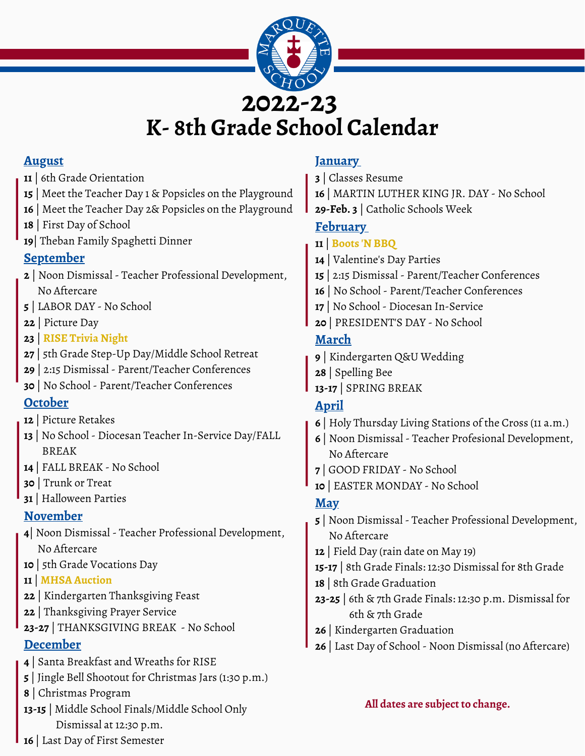# 2022-23
# K- 8th Grade School Calendar

## August

- **11** | 6th Grade Orientation
- **15** | Meet the Teacher Day 1 & Popsicles on the Playground
- **16** | Meet the Teacher Day 2& Popsicles on the Playground
- **18** | First Day of School
- **19**| Theban Family Spaghetti Dinner

## September

- **2** | Noon Dismissal - Teacher Professional Development, No Aftercare
- **5** | LABOR DAY - No School
- **22** | Picture Day
- **23** | **RISE Trivia Night**
- **27** | 5th Grade Step-Up Day/Middle School Retreat
- **29** | 2:15 Dismissal - Parent/Teacher Conferences
- **30** | No School - Parent/Teacher Conferences

## October

- **12** | Picture Retakes
- **13** | No School - Diocesan Teacher In-Service Day/FALL BREAK
- **14** | FALL BREAK - No School
- **30** | Trunk or Treat
- **31** | Halloween Parties

## November

- **4**| Noon Dismissal - Teacher Professional Development, No Aftercare
- **10** | 5th Grade Vocations Day
- **11** | **MHSA Auction**
- **22** | Kindergarten Thanksgiving Feast
- **22** | Thanksgiving Prayer Service
- **23-27** | THANKSGIVING BREAK - No School

## December

- **4** | Santa Breakfast and Wreaths for RISE
- **5** | Jingle Bell Shootout for Christmas Jars (1:30 p.m.)
- **8** | Christmas Program
- **13-15** | Middle School Finals/Middle School Only Dismissal at 12:30 p.m.
- **16** | Last Day of First Semester

## January

- **3** | Classes Resume
- **16** | MARTIN LUTHER KING JR. DAY - No School
- **29-Feb. 3** | Catholic Schools Week

## February

- **11** | **Boots 'N BBQ**
- **14** | Valentine's Day Parties
- **15** | 2:15 Dismissal - Parent/Teacher Conferences
- **16** | No School - Parent/Teacher Conferences
- **17** | No School - Diocesan In-Service
- **20** | PRESIDENT'S DAY - No School

## March

- **9** | Kindergarten Q&U Wedding
- **28** | Spelling Bee
- **13-17** | SPRING BREAK

## April

- **6** | Holy Thursday Living Stations of the Cross (11 a.m.)
- **6** | Noon Dismissal - Teacher Profesional Development, No Aftercare
- **7** | GOOD FRIDAY - No School
- **10** | EASTER MONDAY - No School

## May

- **5** | Noon Dismissal - Teacher Professional Development, No Aftercare
- **12** | Field Day (rain date on May 19)
- **15-17** | 8th Grade Finals: 12:30 Dismissal for 8th Grade
- **18** | 8th Grade Graduation
- **23-25** | 6th & 7th Grade Finals: 12:30 p.m. Dismissal for 6th & 7th Grade
- **26** | Kindergarten Graduation
- **26** | Last Day of School - Noon Dismissal (no Aftercare)

**All dates are subject to change.**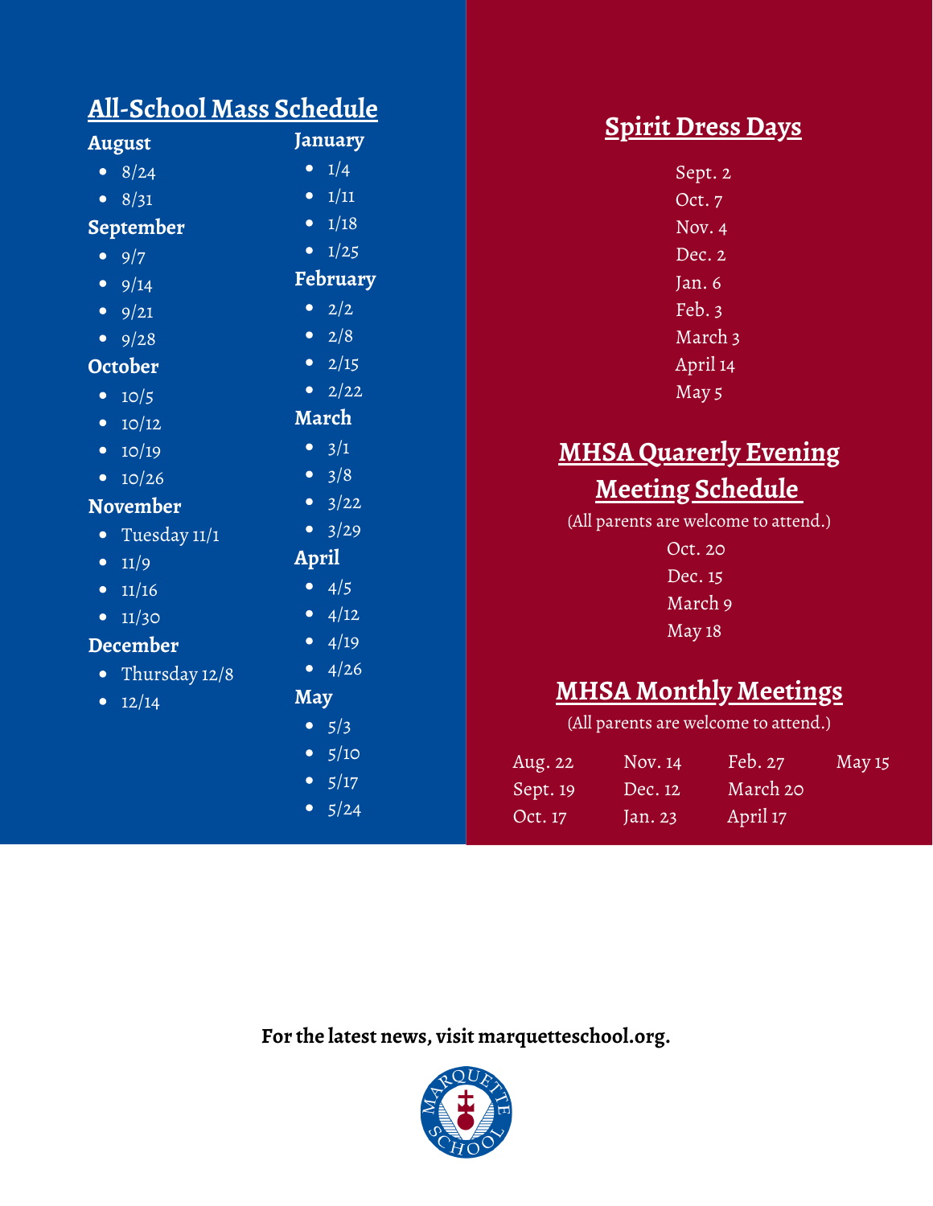## All-School Mass Schedule

**August**
- 8/24
- 8/31

**September**
- 9/7
- 9/14
- 9/21
- 9/28

**October**
- 10/5
- 10/12
- 10/19
- 10/26

**November**
- Tuesday 11/1
- 11/9
- 11/16
- 11/30

**December**
- Thursday 12/8
- 12/14

**January**
- 1/4
- 1/11
- 1/18
- 1/25

**February**
- 2/2
- 2/8
- 2/15
- 2/22

**March**
- 3/1
- 3/8
- 3/22
- 3/29

**April**
- 4/5
- 4/12
- 4/19
- 4/26

**May**
- 5/3
- 5/10
- 5/17
- 5/24

## Spirit Dress Days

Sept. 2
Oct. 7
Nov. 4
Dec. 2
Jan. 6
Feb. 3
March 3
April 14
May 5

## MHSA Quarerly Evening Meeting Schedule

(All parents are welcome to attend.)

Oct. 20
Dec. 15
March 9
May 18

## MHSA Monthly Meetings

(All parents are welcome to attend.)

| | | | |
|---|---|---|---|
| Aug. 22 | Nov. 14 | Feb. 27 | May 15 |
| Sept. 19 | Dec. 12 | March 20 | |
| Oct. 17 | Jan. 23 | April 17 | |

**For the latest news, visit marquetteschool.org.**